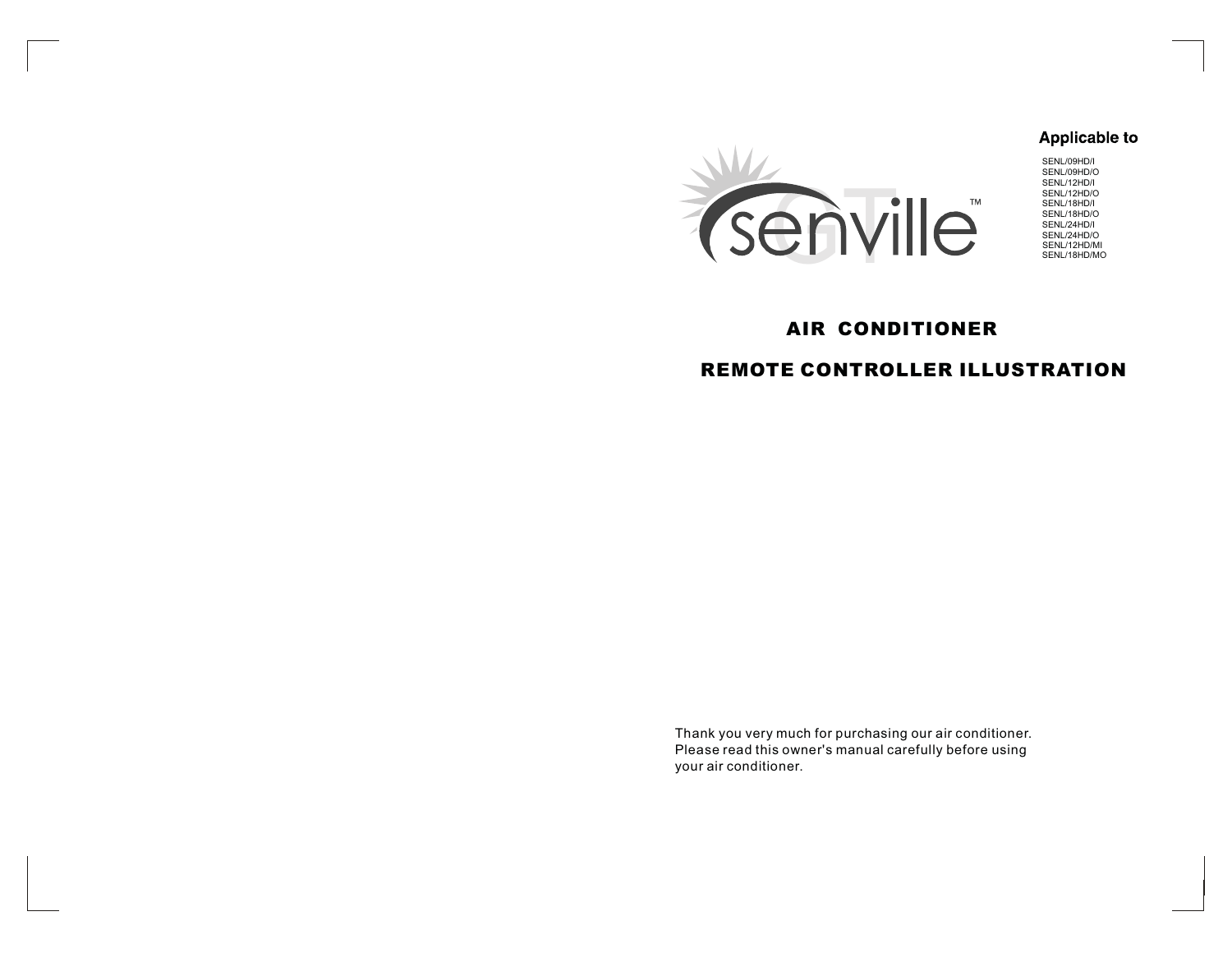senville GT™

**Applicable to**

SENL/09HD/I
SENL/09HD/O
SENL/12HD/I
SENL/12HD/O
SENL/18HD/I
SENL/18HD/O
SENL/24HD/I
SENL/24HD/O
SENL/12HD/MI
SENL/18HD/MO

# AIR CONDITIONER

# REMOTE CONTROLLER ILLUSTRATION

Thank you very much for purchasing our air conditioner. Please read this owner's manual carefully before using your air conditioner.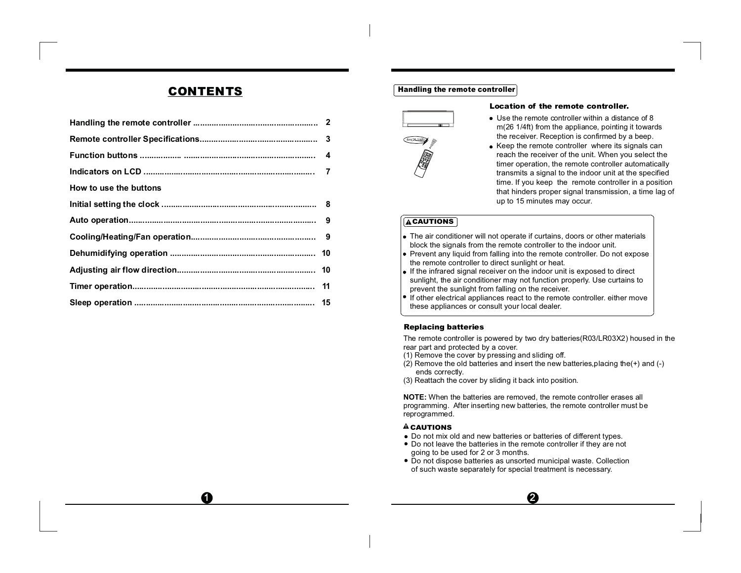# CONTENTS

| | |
|---|---|
| Handling the remote controller | 2 |
| Remote controller Specifications | 3 |
| Function buttons | 4 |
| Indicators on LCD | 7 |
| How to use the buttons | |
| Initial setting the clock | 8 |
| Auto operation | 9 |
| Cooling/Heating/Fan operation | 9 |
| Dehumidifying operation | 10 |
| Adjusting air flow direction | 10 |
| Timer operation | 11 |
| Sleep operation | 15 |

## Handling the remote controller

### Location of the remote controller.

- Use the remote controller within a distance of 8 m(26 1/4ft) from the appliance, pointing it towards the receiver. Reception is confirmed by a beep.
- Keep the remote controller where its signals can reach the receiver of the unit. When you select the timer operation, the remote controller automatically transmits a signal to the indoor unit at the specified time. If you keep the remote controller in a position that hinders proper signal transmission, a time lag of up to 15 minutes may occur.

**⚠ CAUTIONS**

- The air conditioner will not operate if curtains, doors or other materials block the signals from the remote controller to the indoor unit.
- Prevent any liquid from falling into the remote controller. Do not expose the remote controller to direct sunlight or heat.
- If the infrared signal receiver on the indoor unit is exposed to direct sunlight, the air conditioner may not function properly. Use curtains to prevent the sunlight from falling on the receiver.
- If other electrical appliances react to the remote controller. either move these appliances or consult your local dealer.

### Replacing batteries

The remote controller is powered by two dry batteries(R03/LR03X2) housed in the rear part and protected by a cover.

(1) Remove the cover by pressing and sliding off.

(2) Remove the old batteries and insert the new batteries,placing the(+) and (-) ends correctly.

(3) Reattach the cover by sliding it back into position.

**NOTE:** When the batteries are removed, the remote controller erases all programming. After inserting new batteries, the remote controller must be reprogrammed.

**⚠ CAUTIONS**

- Do not mix old and new batteries or batteries of different types.
- Do not leave the batteries in the remote controller if they are not going to be used for 2 or 3 months.
- Do not dispose batteries as unsorted municipal waste. Collection of such waste separately for special treatment is necessary.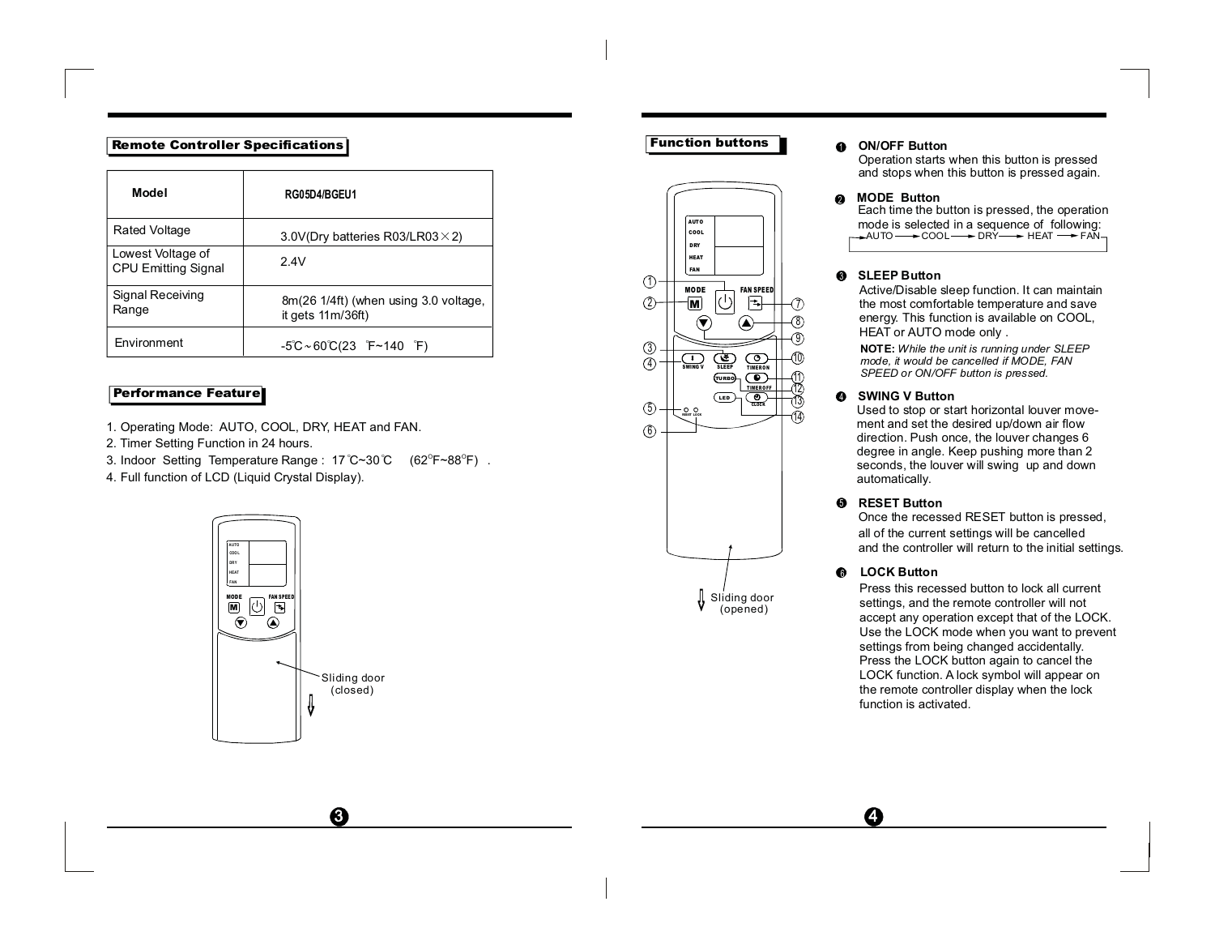## Remote Controller Specifications

| Model | RG05D4/BGEU1 |
|---|---|
| Rated Voltage | 3.0V(Dry batteries R03/LR03 × 2) |
| Lowest Voltage of CPU Emitting Signal | 2.4V |
| Signal Receiving Range | 8m(26 1/4ft) (when using 3.0 voltage, it gets 11m/36ft) |
| Environment | -5℃～60℃(23 ℉~140 ℉) |

## Performance Feature

1. Operating Mode: AUTO, COOL, DRY, HEAT and FAN.
2. Timer Setting Function in 24 hours.
3. Indoor Setting Temperature Range : 17℃~30℃ (62°F~88°F) .
4. Full function of LCD (Liquid Crystal Display).

Sliding door (closed)

## Function buttons

Sliding door (opened)

❶ **ON/OFF Button**
Operation starts when this button is pressed and stops when this button is pressed again.

❷ **MODE Button**
Each time the button is pressed, the operation mode is selected in a sequence of following:
AUTO → COOL → DRY → HEAT → FAN

❸ **SLEEP Button**
Active/Disable sleep function. It can maintain the most comfortable temperature and save energy. This function is available on COOL, HEAT or AUTO mode only .

**NOTE:** *While the unit is running under SLEEP mode, it would be cancelled if MODE, FAN SPEED or ON/OFF button is pressed.*

❹ **SWING V Button**
Used to stop or start horizontal louver movement and set the desired up/down air flow direction. Push once, the louver changes 6 degree in angle. Keep pushing more than 2 seconds, the louver will swing up and down automatically.

❺ **RESET Button**
Once the recessed RESET button is pressed, all of the current settings will be cancelled and the controller will return to the initial settings.

❻ **LOCK Button**
Press this recessed button to lock all current settings, and the remote controller will not accept any operation except that of the LOCK. Use the LOCK mode when you want to prevent settings from being changed accidentally. Press the LOCK button again to cancel the LOCK function. A lock symbol will appear on the remote controller display when the lock function is activated.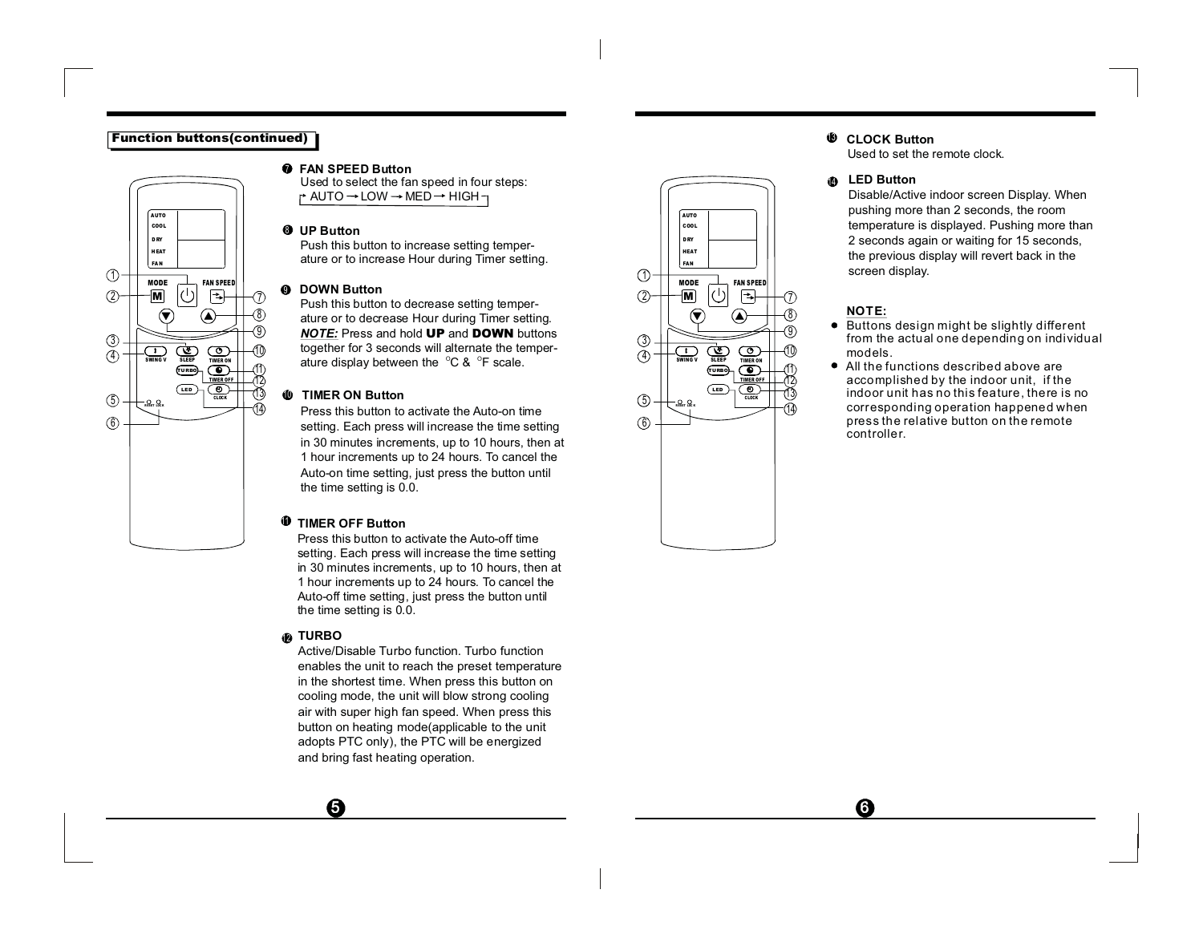### Function buttons(continued)

**❼ FAN SPEED Button**

Used to select the fan speed in four steps:

AUTO → LOW → MED → HIGH

**❽ UP Button**

Push this button to increase setting temperature or to increase Hour during Timer setting.

**❾ DOWN Button**

Push this button to decrease setting temperature or to decrease Hour during Timer setting.

***NOTE:*** Press and hold **UP** and **DOWN** buttons together for 3 seconds will alternate the temperature display between the °C & °F scale.

**❿ TIMER ON Button**

Press this button to activate the Auto-on time setting. Each press will increase the time setting in 30 minutes increments, up to 10 hours, then at 1 hour increments up to 24 hours. To cancel the Auto-on time setting, just press the button until the time setting is 0.0.

**⓫ TIMER OFF Button**

Press this button to activate the Auto-off time setting. Each press will increase the time setting in 30 minutes increments, up to 10 hours, then at 1 hour increments up to 24 hours. To cancel the Auto-off time setting, just press the button until the time setting is 0.0.

**⓬ TURBO**

Active/Disable Turbo function. Turbo function enables the unit to reach the preset temperature in the shortest time. When press this button on cooling mode, the unit will blow strong cooling air with super high fan speed. When press this button on heating mode(applicable to the unit adopts PTC only), the PTC will be energized and bring fast heating operation.

**⓭ CLOCK Button**

Used to set the remote clock.

**⓮ LED Button**

Disable/Active indoor screen Display. When pushing more than 2 seconds, the room temperature is displayed. Pushing more than 2 seconds again or waiting for 15 seconds, the previous display will revert back in the screen display.

**NOTE:**

- Buttons design might be slightly different from the actual one depending on individual models.
- All the functions described above are accomplished by the indoor unit, if the indoor unit has no this feature, there is no corresponding operation happened when press the relative button on the remote controller.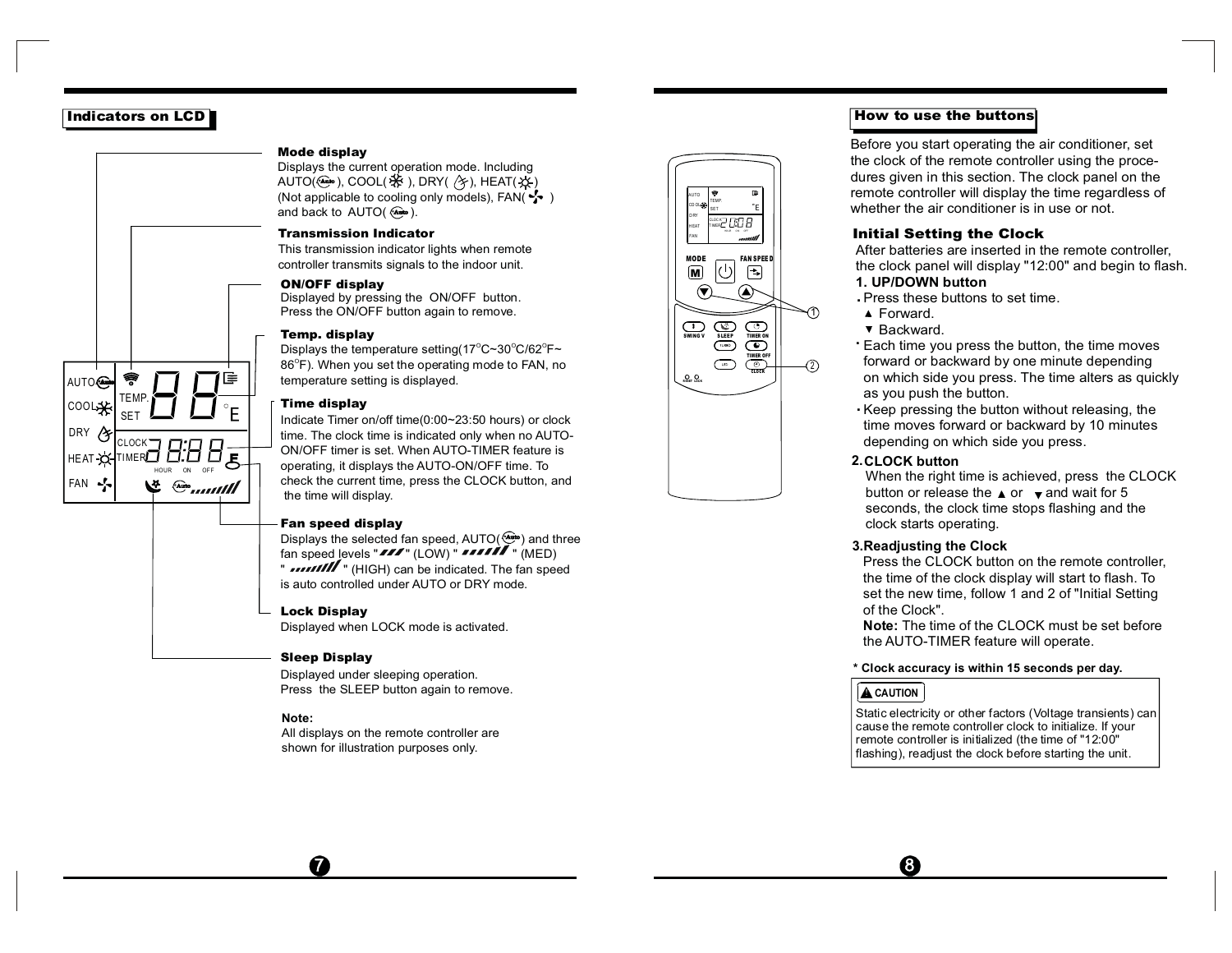## Indicators on LCD

**Mode display**
Displays the current operation mode. Including AUTO( ), COOL( ), DRY( ), HEAT( ) (Not applicable to cooling only models), FAN( ) and back to AUTO( ).

**Transmission Indicator**
This transmission indicator lights when remote controller transmits signals to the indoor unit.

**ON/OFF display**
Displayed by pressing the ON/OFF button. Press the ON/OFF button again to remove.

**Temp. display**
Displays the temperature setting(17°C~30°C/62°F~86°F). When you set the operating mode to FAN, no temperature setting is displayed.

**Time display**
Indicate Timer on/off time(0:00~23:50 hours) or clock time. The clock time is indicated only when no AUTO-ON/OFF timer is set. When AUTO-TIMER feature is operating, it displays the AUTO-ON/OFF time. To check the current time, press the CLOCK button, and the time will display.

**Fan speed display**
Displays the selected fan speed, AUTO( ) and three fan speed levels " " (LOW) " " (MED) " " (HIGH) can be indicated. The fan speed is auto controlled under AUTO or DRY mode.

**Lock Display**
Displayed when LOCK mode is activated.

**Sleep Display**
Displayed under sleeping operation.
Press the SLEEP button again to remove.

**Note:**
All displays on the remote controller are shown for illustration purposes only.

## How to use the buttons

Before you start operating the air conditioner, set the clock of the remote controller using the procedures given in this section. The clock panel on the remote controller will display the time regardless of whether the air conditioner is in use or not.

### Initial Setting the Clock

After batteries are inserted in the remote controller, the clock panel will display "12:00" and begin to flash.

**1. UP/DOWN button**

- Press these buttons to set time.
  - ▲ Forward.
  - ▼ Backward.
- Each time you press the button, the time moves forward or backward by one minute depending on which side you press. The time alters as quickly as you push the button.
- Keep pressing the button without releasing, the time moves forward or backward by 10 minutes depending on which side you press.

**2. CLOCK button**

When the right time is achieved, press the CLOCK button or release the ▲ or ▼ and wait for 5 seconds, the clock time stops flashing and the clock starts operating.

**3. Readjusting the Clock**

Press the CLOCK button on the remote controller, the time of the clock display will start to flash. To set the new time, follow 1 and 2 of "Initial Setting of the Clock".
**Note:** The time of the CLOCK must be set before the AUTO-TIMER feature will operate.

**\* Clock accuracy is within 15 seconds per day.**

**⚠ CAUTION**

Static electricity or other factors (Voltage transients) can cause the remote controller clock to initialize. If your remote controller is initialized (the time of "12:00" flashing), readjust the clock before starting the unit.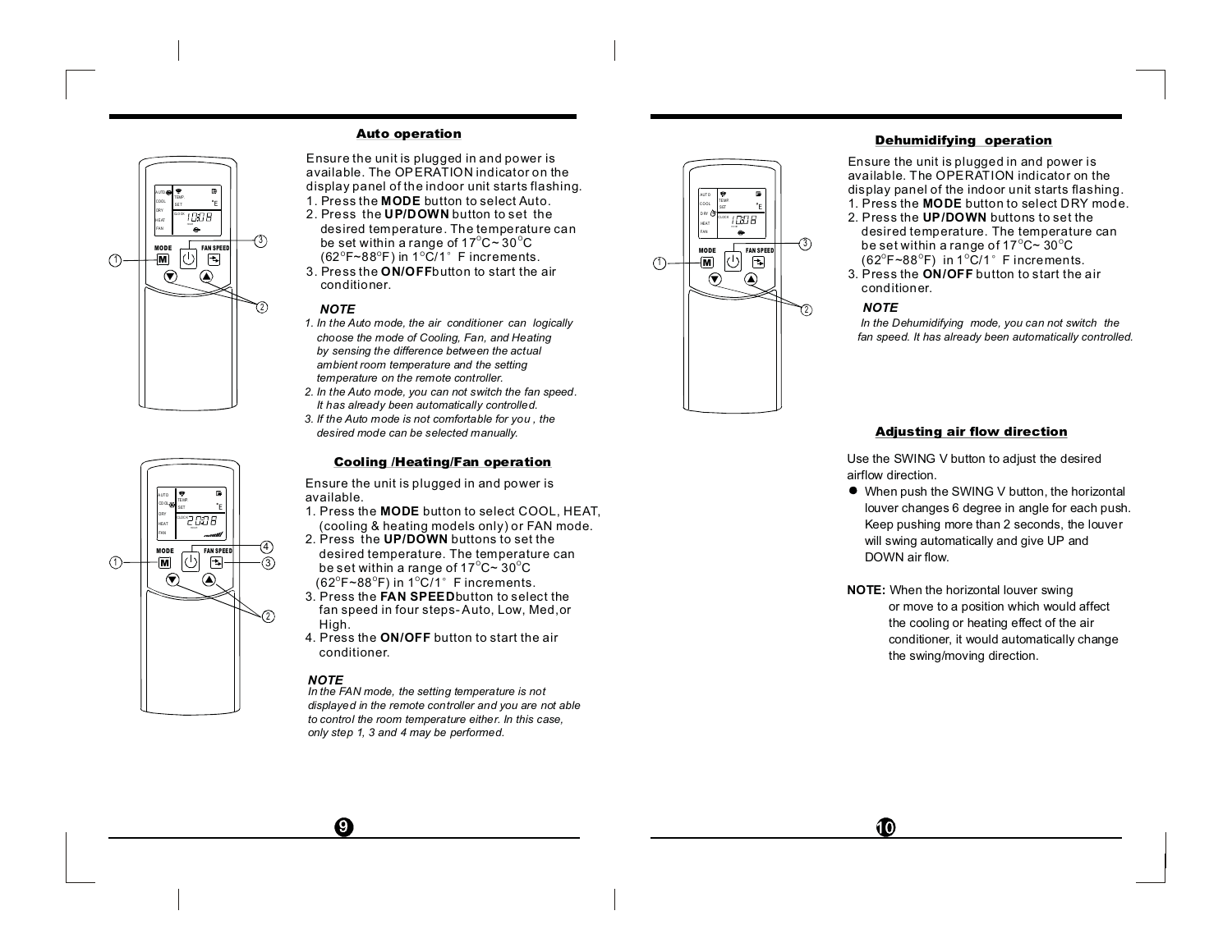## Auto operation

Ensure the unit is plugged in and power is available. The OPERATION indicator on the display panel of the indoor unit starts flashing.

1. Press the **MODE** button to select Auto.
2. Press the **UP/DOWN** button to set the desired temperature. The temperature can be set within a range of 17°C~ 30°C (62°F~88°F) in 1°C/1° F increments.
3. Press the **ON/OFF**button to start the air conditioner.

***NOTE***

*1. In the Auto mode, the air conditioner can logically choose the mode of Cooling, Fan, and Heating by sensing the difference between the actual ambient room temperature and the setting temperature on the remote controller.*

*2. In the Auto mode, you can not switch the fan speed. It has already been automatically controlled.*

*3. If the Auto mode is not comfortable for you , the desired mode can be selected manually.*

## Cooling /Heating/Fan operation

Ensure the unit is plugged in and power is available.

1. Press the **MODE** button to select COOL, HEAT, (cooling & heating models only) or FAN mode.
2. Press the **UP/DOWN** buttons to set the desired temperature. The temperature can be set within a range of 17°C~ 30°C (62°F~88°F) in 1°C/1° F increments.
3. Press the **FAN SPEED**button to select the fan speed in four steps- Auto, Low, Med,or High.
4. Press the **ON/OFF** button to start the air conditioner.

***NOTE***

*In the FAN mode, the setting temperature is not displayed in the remote controller and you are not able to control the room temperature either. In this case, only step 1, 3 and 4 may be performed.*

## Dehumidifying operation

Ensure the unit is plugged in and power is available. The OPERATION indicator on the display panel of the indoor unit starts flashing.

1. Press the **MODE** button to select DRY mode.
2. Press the **UP/DOWN** buttons to set the desired temperature. The temperature can be set within a range of 17°C~ 30°C (62°F~88°F) in 1°C/1° F increments.
3. Press the **ON/OFF** button to start the air conditioner.

***NOTE***

*In the Dehumidifying mode, you can not switch the fan speed. It has already been automatically controlled.*

## Adjusting air flow direction

Use the SWING V button to adjust the desired airflow direction.

- When push the SWING V button, the horizontal louver changes 6 degree in angle for each push. Keep pushing more than 2 seconds, the louver will swing automatically and give UP and DOWN air flow.

**NOTE:** When the horizontal louver swing or move to a position which would affect the cooling or heating effect of the air conditioner, it would automatically change the swing/moving direction.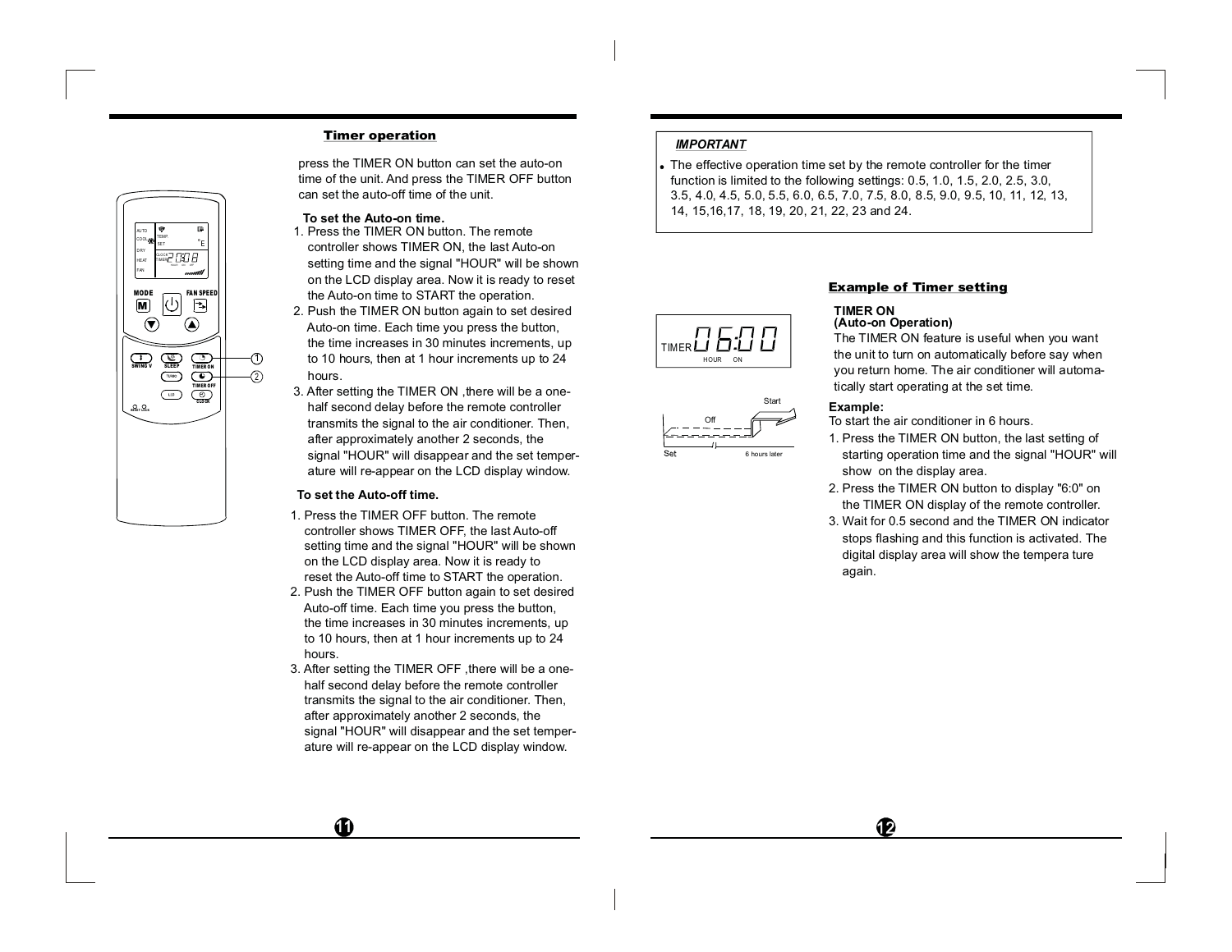## Timer operation

press the TIMER ON button can set the auto-on time of the unit. And press the TIMER OFF button can set the auto-off time of the unit.

**To set the Auto-on time.**

1. Press the TIMER ON button. The remote controller shows TIMER ON, the last Auto-on setting time and the signal "HOUR" will be shown on the LCD display area. Now it is ready to reset the Auto-on time to START the operation.
2. Push the TIMER ON button again to set desired Auto-on time. Each time you press the button, the time increases in 30 minutes increments, up to 10 hours, then at 1 hour increments up to 24 hours.
3. After setting the TIMER ON ,there will be a one-half second delay before the remote controller transmits the signal to the air conditioner. Then, after approximately another 2 seconds, the signal "HOUR" will disappear and the set temperature will re-appear on the LCD display window.

**To set the Auto-off time.**

1. Press the TIMER OFF button. The remote controller shows TIMER OFF, the last Auto-off setting time and the signal "HOUR" will be shown on the LCD display area. Now it is ready to reset the Auto-off time to START the operation.
2. Push the TIMER OFF button again to set desired Auto-off time. Each time you press the button, the time increases in 30 minutes increments, up to 10 hours, then at 1 hour increments up to 24 hours.
3. After setting the TIMER OFF ,there will be a one-half second delay before the remote controller transmits the signal to the air conditioner. Then, after approximately another 2 seconds, the signal "HOUR" will disappear and the set temperature will re-appear on the LCD display window.

***IMPORTANT***

- The effective operation time set by the remote controller for the timer function is limited to the following settings: 0.5, 1.0, 1.5, 2.0, 2.5, 3.0, 3.5, 4.0, 4.5, 5.0, 5.5, 6.0, 6.5, 7.0, 7.5, 8.0, 8.5, 9.0, 9.5, 10, 11, 12, 13, 14, 15,16,17, 18, 19, 20, 21, 22, 23 and 24.

## Example of Timer setting

TIMER 06:00 HOUR ON

Off — Start — Set — 6 hours later

**TIMER ON**
**(Auto-on Operation)**

The TIMER ON feature is useful when you want the unit to turn on automatically before say when you return home. The air conditioner will automatically start operating at the set time.

**Example:**

To start the air conditioner in 6 hours.

1. Press the TIMER ON button, the last setting of starting operation time and the signal "HOUR" will show on the display area.
2. Press the TIMER ON button to display "6:0" on the TIMER ON display of the remote controller.
3. Wait for 0.5 second and the TIMER ON indicator stops flashing and this function is activated. The digital display area will show the tempera ture again.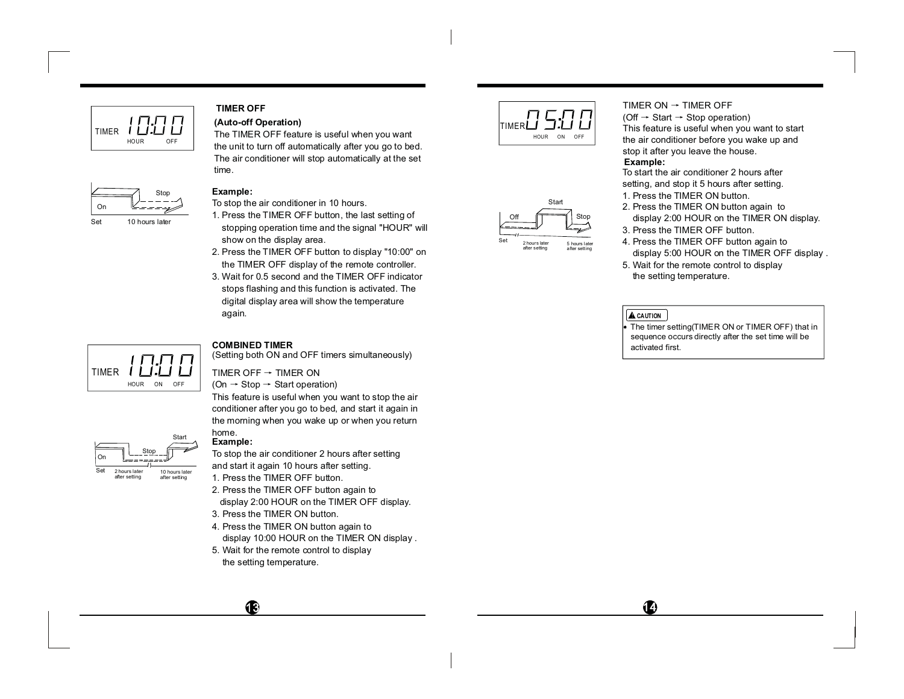## TIMER OFF

**(Auto-off Operation)**

The TIMER OFF feature is useful when you want the unit to turn off automatically after you go to bed. The air conditioner will stop automatically at the set time.

**Example:**

To stop the air conditioner in 10 hours.

1. Press the TIMER OFF button, the last setting of stopping operation time and the signal "HOUR" will show on the display area.
2. Press the TIMER OFF button to display "10:00" on the TIMER OFF display of the remote controller.
3. Wait for 0.5 second and the TIMER OFF indicator stops flashing and this function is activated. The digital display area will show the temperature again.

## COMBINED TIMER

(Setting both ON and OFF timers simultaneously)

TIMER OFF → TIMER ON

(On → Stop → Start operation)

This feature is useful when you want to stop the air conditioner after you go to bed, and start it again in the morning when you wake up or when you return home.

**Example:**

To stop the air conditioner 2 hours after setting and start it again 10 hours after setting.

1. Press the TIMER OFF button.
2. Press the TIMER OFF button again to display 2:00 HOUR on the TIMER OFF display.
3. Press the TIMER ON button.
4. Press the TIMER ON button again to display 10:00 HOUR on the TIMER ON display .
5. Wait for the remote control to display the setting temperature.

TIMER ON → TIMER OFF

(Off → Start → Stop operation)

This feature is useful when you want to start the air conditioner before you wake up and stop it after you leave the house.

**Example:**

To start the air conditioner 2 hours after setting, and stop it 5 hours after setting.

1. Press the TIMER ON button.
2. Press the TIMER ON button again to display 2:00 HOUR on the TIMER ON display.
3. Press the TIMER OFF button.
4. Press the TIMER OFF button again to display 5:00 HOUR on the TIMER OFF display .
5. Wait for the remote control to display the setting temperature.

**CAUTION**

- The timer setting(TIMER ON or TIMER OFF) that in sequence occurs directly after the set time will be activated first.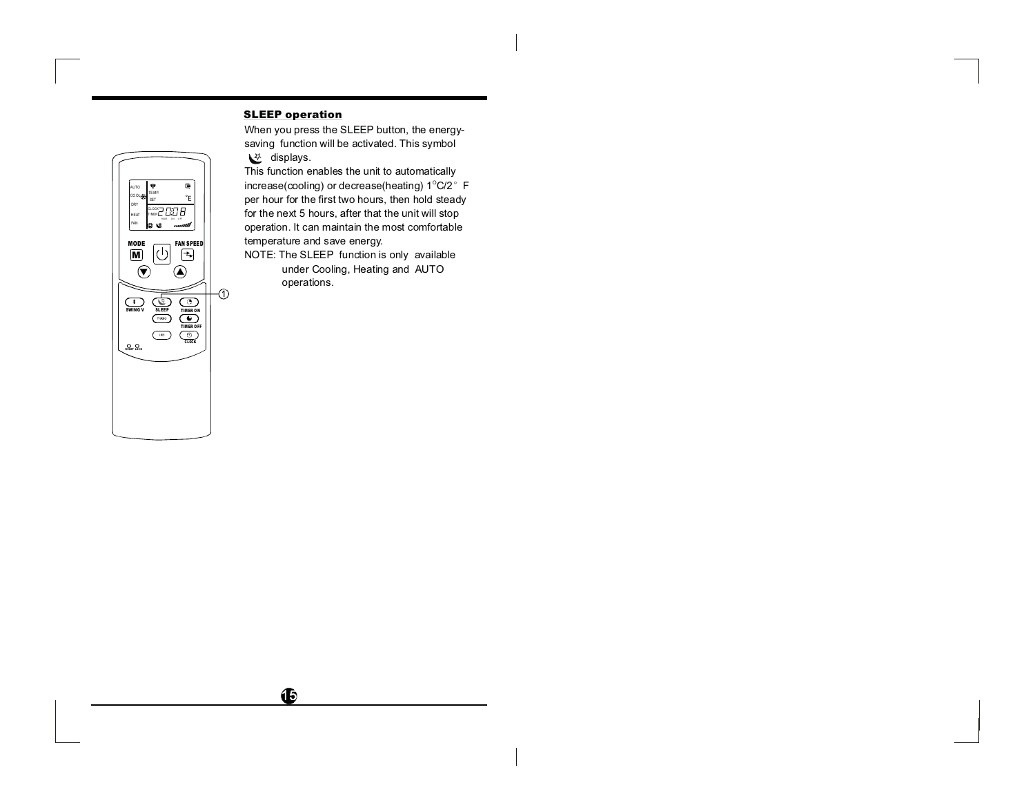## SLEEP operation

When you press the SLEEP button, the energy-saving function will be activated. This symbol displays.

This function enables the unit to automatically increase(cooling) or decrease(heating) 1°C/2°F per hour for the first two hours, then hold steady for the next 5 hours, after that the unit will stop operation. It can maintain the most comfortable temperature and save energy.

NOTE: The SLEEP function is only available under Cooling, Heating and AUTO operations.